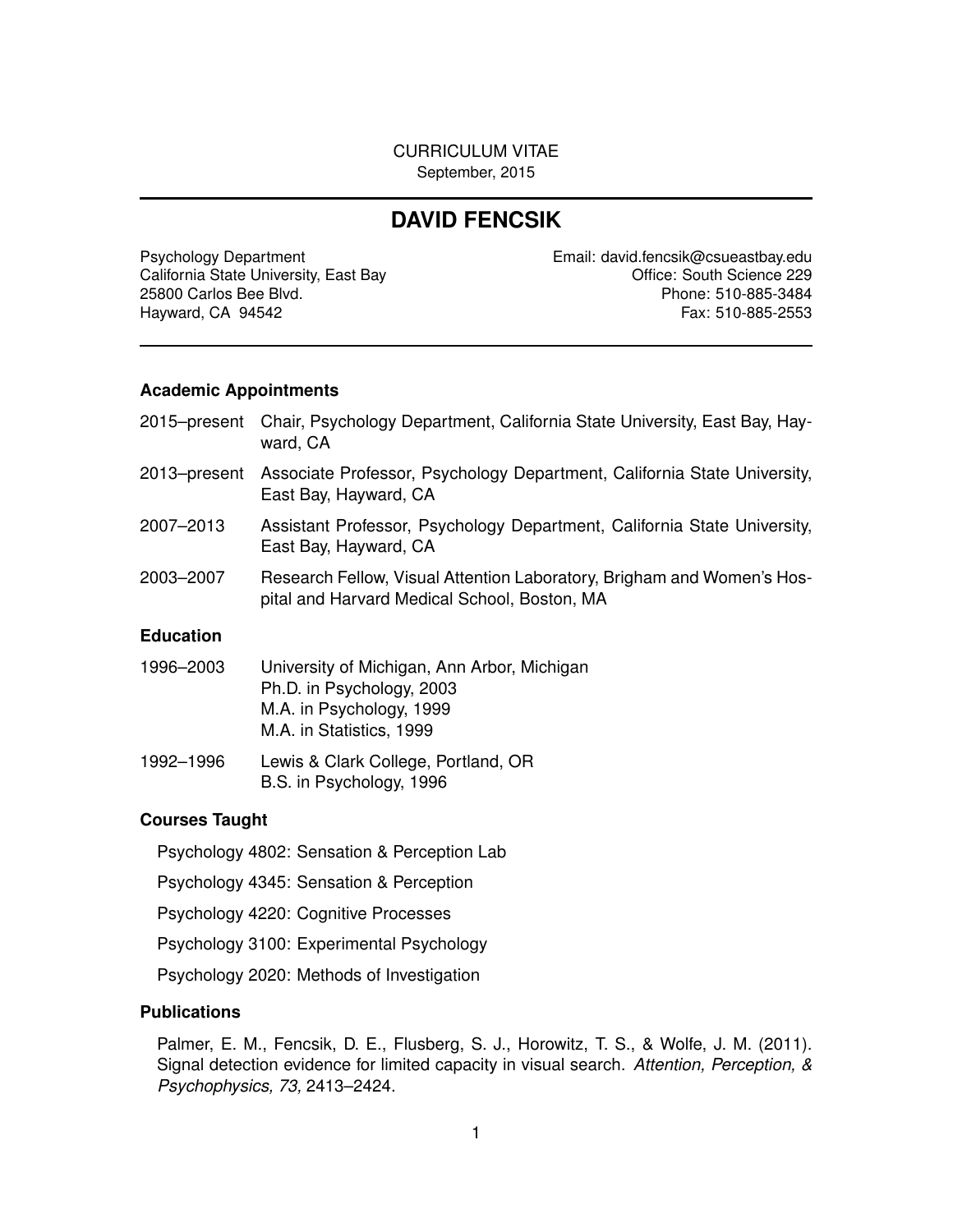CURRICULUM VITAE

September, 2015

# DAVID FENCSIK

Psychology Department
California State University, East Bay
25800 Carlos Bee Blvd.
Hayward, CA 94542

Email: david.fencsik@csueastbay.edu
Office: South Science 229
Phone: 510-885-3484
Fax: 510-885-2553

### Academic Appointments

2015–present Chair, Psychology Department, California State University, East Bay, Hayward, CA

2013–present Associate Professor, Psychology Department, California State University, East Bay, Hayward, CA

2007–2013 Assistant Professor, Psychology Department, California State University, East Bay, Hayward, CA

2003–2007 Research Fellow, Visual Attention Laboratory, Brigham and Women's Hospital and Harvard Medical School, Boston, MA

### Education

1996–2003 University of Michigan, Ann Arbor, Michigan
Ph.D. in Psychology, 2003
M.A. in Psychology, 1999
M.A. in Statistics, 1999

1992–1996 Lewis & Clark College, Portland, OR
B.S. in Psychology, 1996

### Courses Taught

Psychology 4802: Sensation & Perception Lab

Psychology 4345: Sensation & Perception

Psychology 4220: Cognitive Processes

Psychology 3100: Experimental Psychology

Psychology 2020: Methods of Investigation

### Publications

Palmer, E. M., Fencsik, D. E., Flusberg, S. J., Horowitz, T. S., & Wolfe, J. M. (2011). Signal detection evidence for limited capacity in visual search. *Attention, Perception, & Psychophysics, 73,* 2413–2424.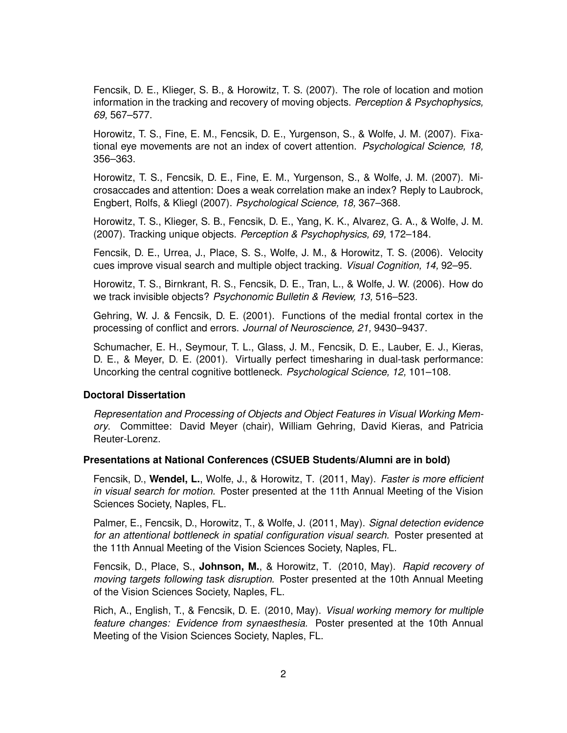Fencsik, D. E., Klieger, S. B., & Horowitz, T. S. (2007). The role of location and motion information in the tracking and recovery of moving objects. *Perception & Psychophysics, 69,* 567–577.

Horowitz, T. S., Fine, E. M., Fencsik, D. E., Yurgenson, S., & Wolfe, J. M. (2007). Fixational eye movements are not an index of covert attention. *Psychological Science, 18,* 356–363.

Horowitz, T. S., Fencsik, D. E., Fine, E. M., Yurgenson, S., & Wolfe, J. M. (2007). Microsaccades and attention: Does a weak correlation make an index? Reply to Laubrock, Engbert, Rolfs, & Kliegl (2007). *Psychological Science, 18,* 367–368.

Horowitz, T. S., Klieger, S. B., Fencsik, D. E., Yang, K. K., Alvarez, G. A., & Wolfe, J. M. (2007). Tracking unique objects. *Perception & Psychophysics, 69,* 172–184.

Fencsik, D. E., Urrea, J., Place, S. S., Wolfe, J. M., & Horowitz, T. S. (2006). Velocity cues improve visual search and multiple object tracking. *Visual Cognition, 14,* 92–95.

Horowitz, T. S., Birnkrant, R. S., Fencsik, D. E., Tran, L., & Wolfe, J. W. (2006). How do we track invisible objects? *Psychonomic Bulletin & Review, 13,* 516–523.

Gehring, W. J. & Fencsik, D. E. (2001). Functions of the medial frontal cortex in the processing of conflict and errors. *Journal of Neuroscience, 21,* 9430–9437.

Schumacher, E. H., Seymour, T. L., Glass, J. M., Fencsik, D. E., Lauber, E. J., Kieras, D. E., & Meyer, D. E. (2001). Virtually perfect timesharing in dual-task performance: Uncorking the central cognitive bottleneck. *Psychological Science, 12,* 101–108.

### Doctoral Dissertation

*Representation and Processing of Objects and Object Features in Visual Working Memory*. Committee: David Meyer (chair), William Gehring, David Kieras, and Patricia Reuter-Lorenz.

### Presentations at National Conferences (CSUEB Students/Alumni are in bold)

Fencsik, D., **Wendel, L.**, Wolfe, J., & Horowitz, T. (2011, May). *Faster is more efficient in visual search for motion.* Poster presented at the 11th Annual Meeting of the Vision Sciences Society, Naples, FL.

Palmer, E., Fencsik, D., Horowitz, T., & Wolfe, J. (2011, May). *Signal detection evidence for an attentional bottleneck in spatial configuration visual search.* Poster presented at the 11th Annual Meeting of the Vision Sciences Society, Naples, FL.

Fencsik, D., Place, S., **Johnson, M.**, & Horowitz, T. (2010, May). *Rapid recovery of moving targets following task disruption.* Poster presented at the 10th Annual Meeting of the Vision Sciences Society, Naples, FL.

Rich, A., English, T., & Fencsik, D. E. (2010, May). *Visual working memory for multiple feature changes: Evidence from synaesthesia.* Poster presented at the 10th Annual Meeting of the Vision Sciences Society, Naples, FL.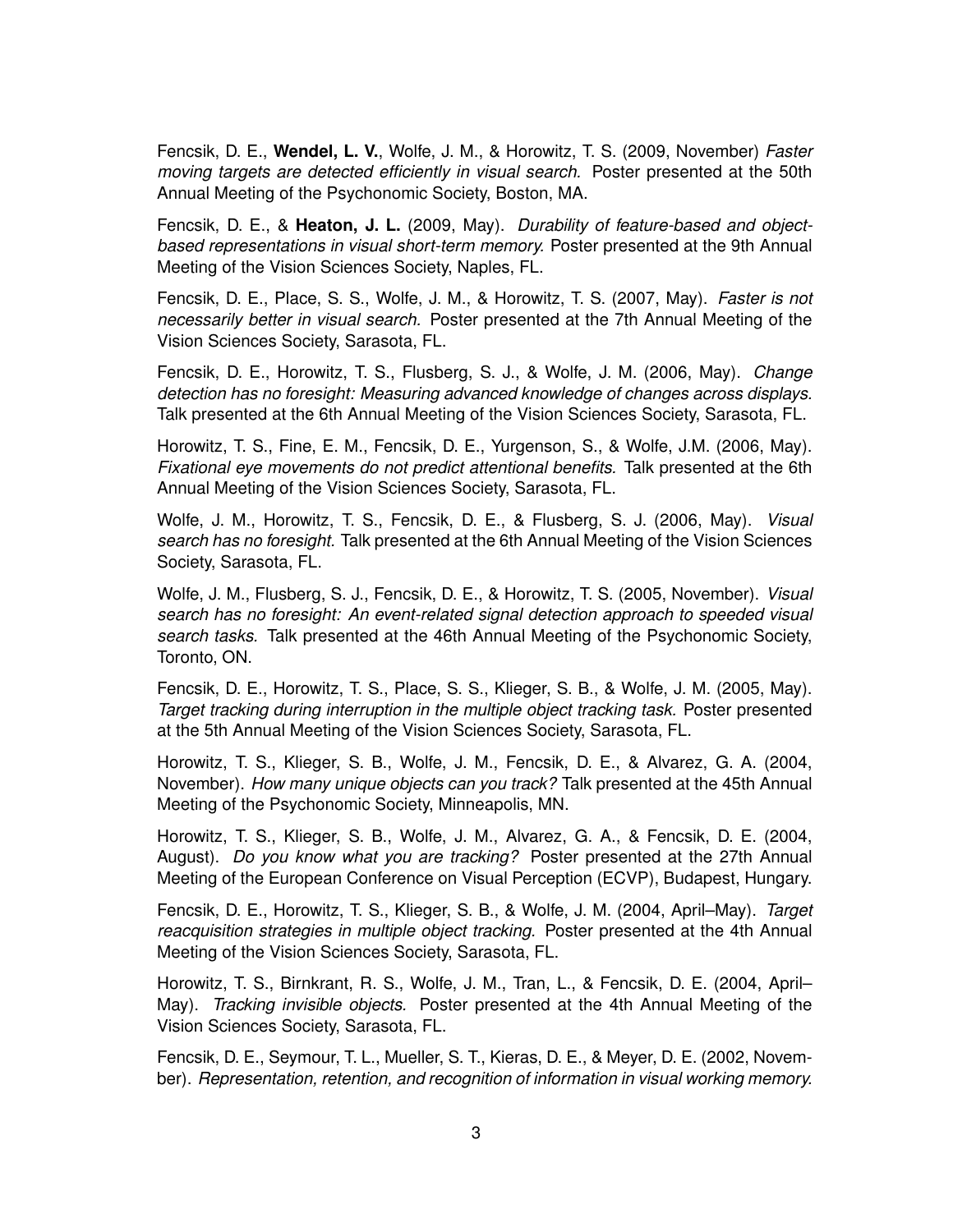Fencsik, D. E., **Wendel, L. V.**, Wolfe, J. M., & Horowitz, T. S. (2009, November) *Faster moving targets are detected efficiently in visual search.* Poster presented at the 50th Annual Meeting of the Psychonomic Society, Boston, MA.

Fencsik, D. E., & **Heaton, J. L.** (2009, May). *Durability of feature-based and object-based representations in visual short-term memory.* Poster presented at the 9th Annual Meeting of the Vision Sciences Society, Naples, FL.

Fencsik, D. E., Place, S. S., Wolfe, J. M., & Horowitz, T. S. (2007, May). *Faster is not necessarily better in visual search.* Poster presented at the 7th Annual Meeting of the Vision Sciences Society, Sarasota, FL.

Fencsik, D. E., Horowitz, T. S., Flusberg, S. J., & Wolfe, J. M. (2006, May). *Change detection has no foresight: Measuring advanced knowledge of changes across displays.* Talk presented at the 6th Annual Meeting of the Vision Sciences Society, Sarasota, FL.

Horowitz, T. S., Fine, E. M., Fencsik, D. E., Yurgenson, S., & Wolfe, J.M. (2006, May). *Fixational eye movements do not predict attentional benefits.* Talk presented at the 6th Annual Meeting of the Vision Sciences Society, Sarasota, FL.

Wolfe, J. M., Horowitz, T. S., Fencsik, D. E., & Flusberg, S. J. (2006, May). *Visual search has no foresight.* Talk presented at the 6th Annual Meeting of the Vision Sciences Society, Sarasota, FL.

Wolfe, J. M., Flusberg, S. J., Fencsik, D. E., & Horowitz, T. S. (2005, November). *Visual search has no foresight: An event-related signal detection approach to speeded visual search tasks.* Talk presented at the 46th Annual Meeting of the Psychonomic Society, Toronto, ON.

Fencsik, D. E., Horowitz, T. S., Place, S. S., Klieger, S. B., & Wolfe, J. M. (2005, May). *Target tracking during interruption in the multiple object tracking task.* Poster presented at the 5th Annual Meeting of the Vision Sciences Society, Sarasota, FL.

Horowitz, T. S., Klieger, S. B., Wolfe, J. M., Fencsik, D. E., & Alvarez, G. A. (2004, November). *How many unique objects can you track?* Talk presented at the 45th Annual Meeting of the Psychonomic Society, Minneapolis, MN.

Horowitz, T. S., Klieger, S. B., Wolfe, J. M., Alvarez, G. A., & Fencsik, D. E. (2004, August). *Do you know what you are tracking?* Poster presented at the 27th Annual Meeting of the European Conference on Visual Perception (ECVP), Budapest, Hungary.

Fencsik, D. E., Horowitz, T. S., Klieger, S. B., & Wolfe, J. M. (2004, April–May). *Target reacquisition strategies in multiple object tracking.* Poster presented at the 4th Annual Meeting of the Vision Sciences Society, Sarasota, FL.

Horowitz, T. S., Birnkrant, R. S., Wolfe, J. M., Tran, L., & Fencsik, D. E. (2004, April–May). *Tracking invisible objects.* Poster presented at the 4th Annual Meeting of the Vision Sciences Society, Sarasota, FL.

Fencsik, D. E., Seymour, T. L., Mueller, S. T., Kieras, D. E., & Meyer, D. E. (2002, November). *Representation, retention, and recognition of information in visual working memory.*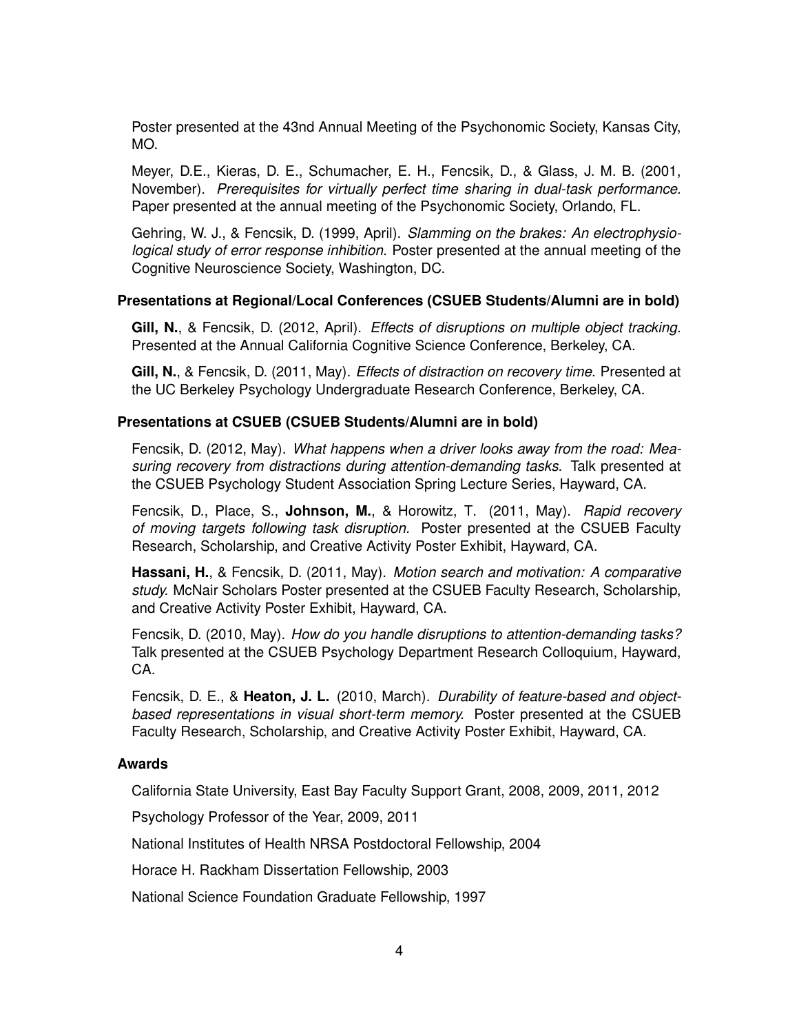Poster presented at the 43nd Annual Meeting of the Psychonomic Society, Kansas City, MO.

Meyer, D.E., Kieras, D. E., Schumacher, E. H., Fencsik, D., & Glass, J. M. B. (2001, November). *Prerequisites for virtually perfect time sharing in dual-task performance.* Paper presented at the annual meeting of the Psychonomic Society, Orlando, FL.

Gehring, W. J., & Fencsik, D. (1999, April). *Slamming on the brakes: An electrophysiological study of error response inhibition.* Poster presented at the annual meeting of the Cognitive Neuroscience Society, Washington, DC.

### Presentations at Regional/Local Conferences (CSUEB Students/Alumni are in bold)

**Gill, N.**, & Fencsik, D. (2012, April). *Effects of disruptions on multiple object tracking.* Presented at the Annual California Cognitive Science Conference, Berkeley, CA.

**Gill, N.**, & Fencsik, D. (2011, May). *Effects of distraction on recovery time.* Presented at the UC Berkeley Psychology Undergraduate Research Conference, Berkeley, CA.

### Presentations at CSUEB (CSUEB Students/Alumni are in bold)

Fencsik, D. (2012, May). *What happens when a driver looks away from the road: Measuring recovery from distractions during attention-demanding tasks.* Talk presented at the CSUEB Psychology Student Association Spring Lecture Series, Hayward, CA.

Fencsik, D., Place, S., **Johnson, M.**, & Horowitz, T. (2011, May). *Rapid recovery of moving targets following task disruption.* Poster presented at the CSUEB Faculty Research, Scholarship, and Creative Activity Poster Exhibit, Hayward, CA.

**Hassani, H.**, & Fencsik, D. (2011, May). *Motion search and motivation: A comparative study.* McNair Scholars Poster presented at the CSUEB Faculty Research, Scholarship, and Creative Activity Poster Exhibit, Hayward, CA.

Fencsik, D. (2010, May). *How do you handle disruptions to attention-demanding tasks?* Talk presented at the CSUEB Psychology Department Research Colloquium, Hayward, CA.

Fencsik, D. E., & **Heaton, J. L.** (2010, March). *Durability of feature-based and object-based representations in visual short-term memory.* Poster presented at the CSUEB Faculty Research, Scholarship, and Creative Activity Poster Exhibit, Hayward, CA.

### Awards

California State University, East Bay Faculty Support Grant, 2008, 2009, 2011, 2012

Psychology Professor of the Year, 2009, 2011

National Institutes of Health NRSA Postdoctoral Fellowship, 2004

Horace H. Rackham Dissertation Fellowship, 2003

National Science Foundation Graduate Fellowship, 1997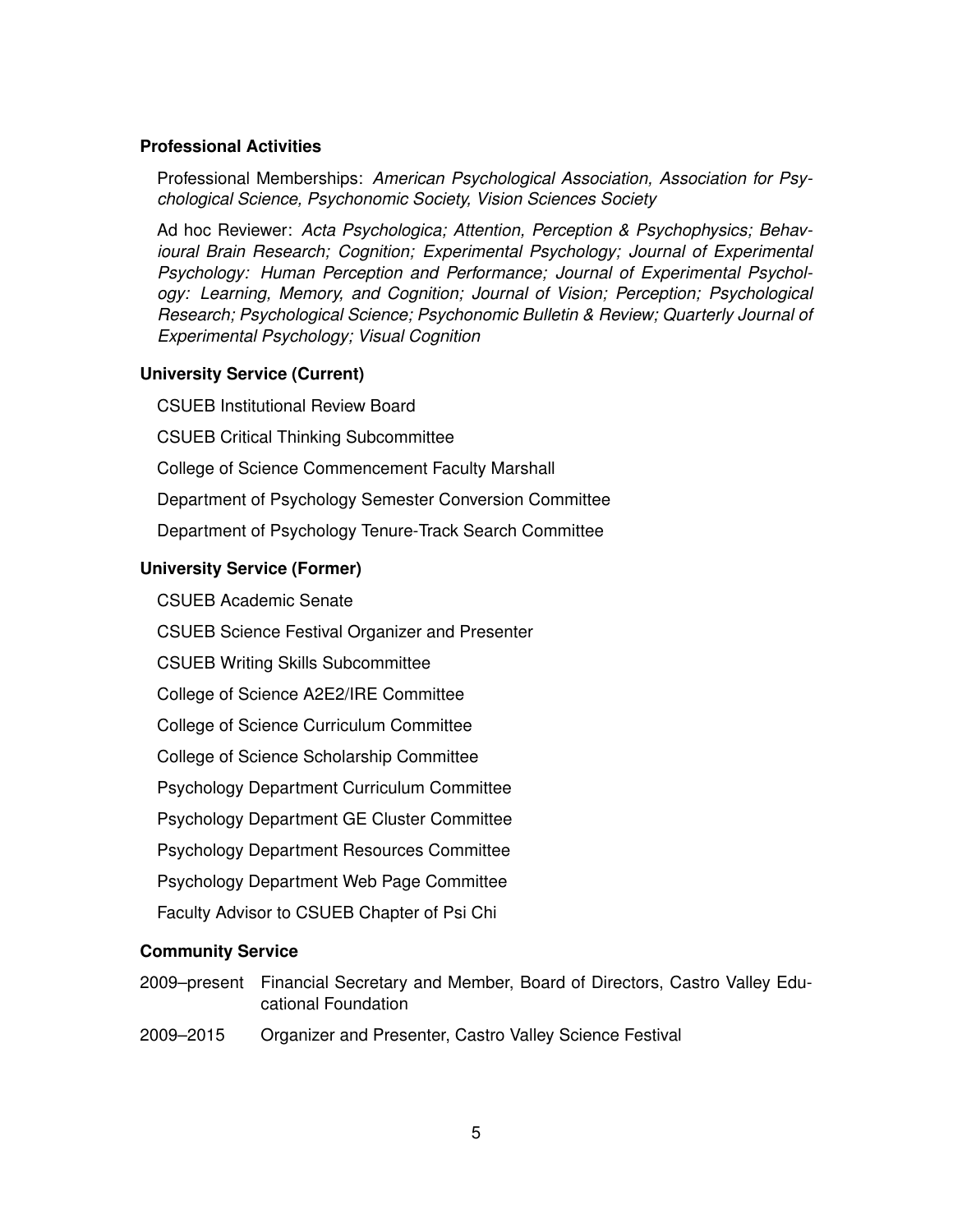**Professional Activities**

Professional Memberships: *American Psychological Association, Association for Psychological Science, Psychonomic Society, Vision Sciences Society*

Ad hoc Reviewer: *Acta Psychologica; Attention, Perception & Psychophysics; Behavioural Brain Research; Cognition; Experimental Psychology; Journal of Experimental Psychology: Human Perception and Performance; Journal of Experimental Psychology: Learning, Memory, and Cognition; Journal of Vision; Perception; Psychological Research; Psychological Science; Psychonomic Bulletin & Review; Quarterly Journal of Experimental Psychology; Visual Cognition*

**University Service (Current)**

CSUEB Institutional Review Board

CSUEB Critical Thinking Subcommittee

College of Science Commencement Faculty Marshall

Department of Psychology Semester Conversion Committee

Department of Psychology Tenure-Track Search Committee

**University Service (Former)**

CSUEB Academic Senate

CSUEB Science Festival Organizer and Presenter

CSUEB Writing Skills Subcommittee

College of Science A2E2/IRE Committee

College of Science Curriculum Committee

College of Science Scholarship Committee

Psychology Department Curriculum Committee

Psychology Department GE Cluster Committee

Psychology Department Resources Committee

Psychology Department Web Page Committee

Faculty Advisor to CSUEB Chapter of Psi Chi

**Community Service**

2009–present Financial Secretary and Member, Board of Directors, Castro Valley Educational Foundation

2009–2015 Organizer and Presenter, Castro Valley Science Festival